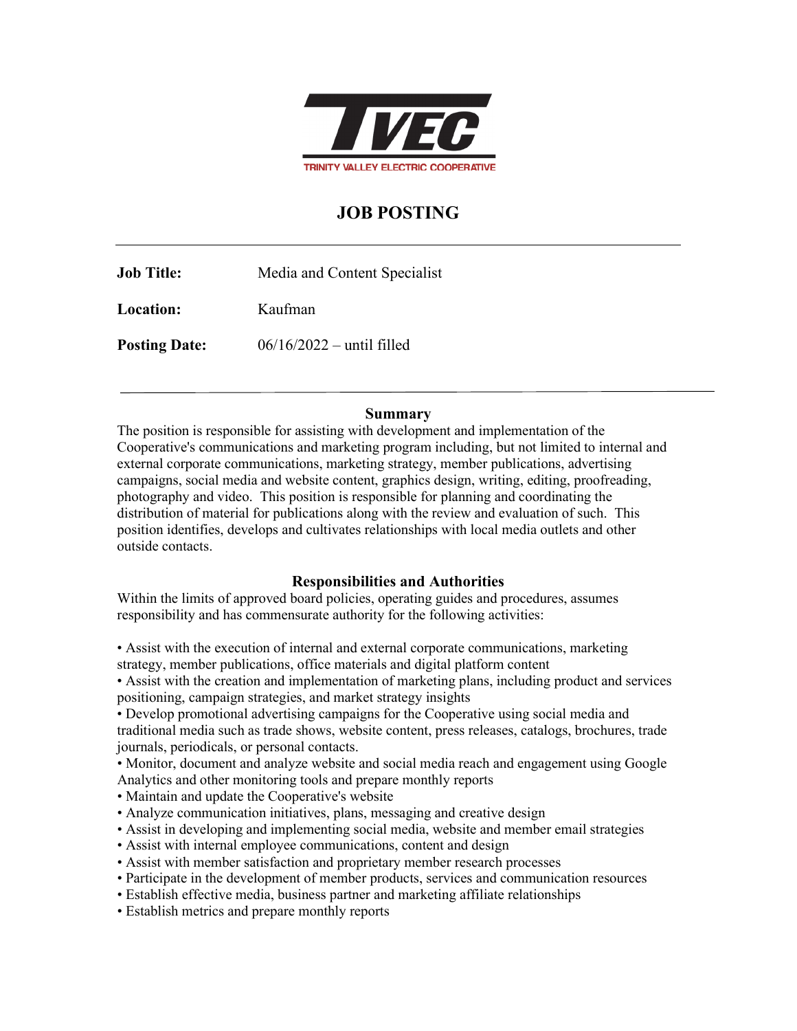TVEC

TRINITY VALLEY ELECTRIC COOPERATIVE

# JOB POSTING

---

**Job Title:** Media and Content Specialist

**Location:** Kaufman

**Posting Date:** 06/16/2022 – until filled

---

## Summary

The position is responsible for assisting with development and implementation of the Cooperative's communications and marketing program including, but not limited to internal and external corporate communications, marketing strategy, member publications, advertising campaigns, social media and website content, graphics design, writing, editing, proofreading, photography and video. This position is responsible for planning and coordinating the distribution of material for publications along with the review and evaluation of such. This position identifies, develops and cultivates relationships with local media outlets and other outside contacts.

## Responsibilities and Authorities

Within the limits of approved board policies, operating guides and procedures, assumes responsibility and has commensurate authority for the following activities:

- Assist with the execution of internal and external corporate communications, marketing strategy, member publications, office materials and digital platform content
- Assist with the creation and implementation of marketing plans, including product and services positioning, campaign strategies, and market strategy insights
- Develop promotional advertising campaigns for the Cooperative using social media and traditional media such as trade shows, website content, press releases, catalogs, brochures, trade journals, periodicals, or personal contacts.
- Monitor, document and analyze website and social media reach and engagement using Google Analytics and other monitoring tools and prepare monthly reports
- Maintain and update the Cooperative's website
- Analyze communication initiatives, plans, messaging and creative design
- Assist in developing and implementing social media, website and member email strategies
- Assist with internal employee communications, content and design
- Assist with member satisfaction and proprietary member research processes
- Participate in the development of member products, services and communication resources
- Establish effective media, business partner and marketing affiliate relationships
- Establish metrics and prepare monthly reports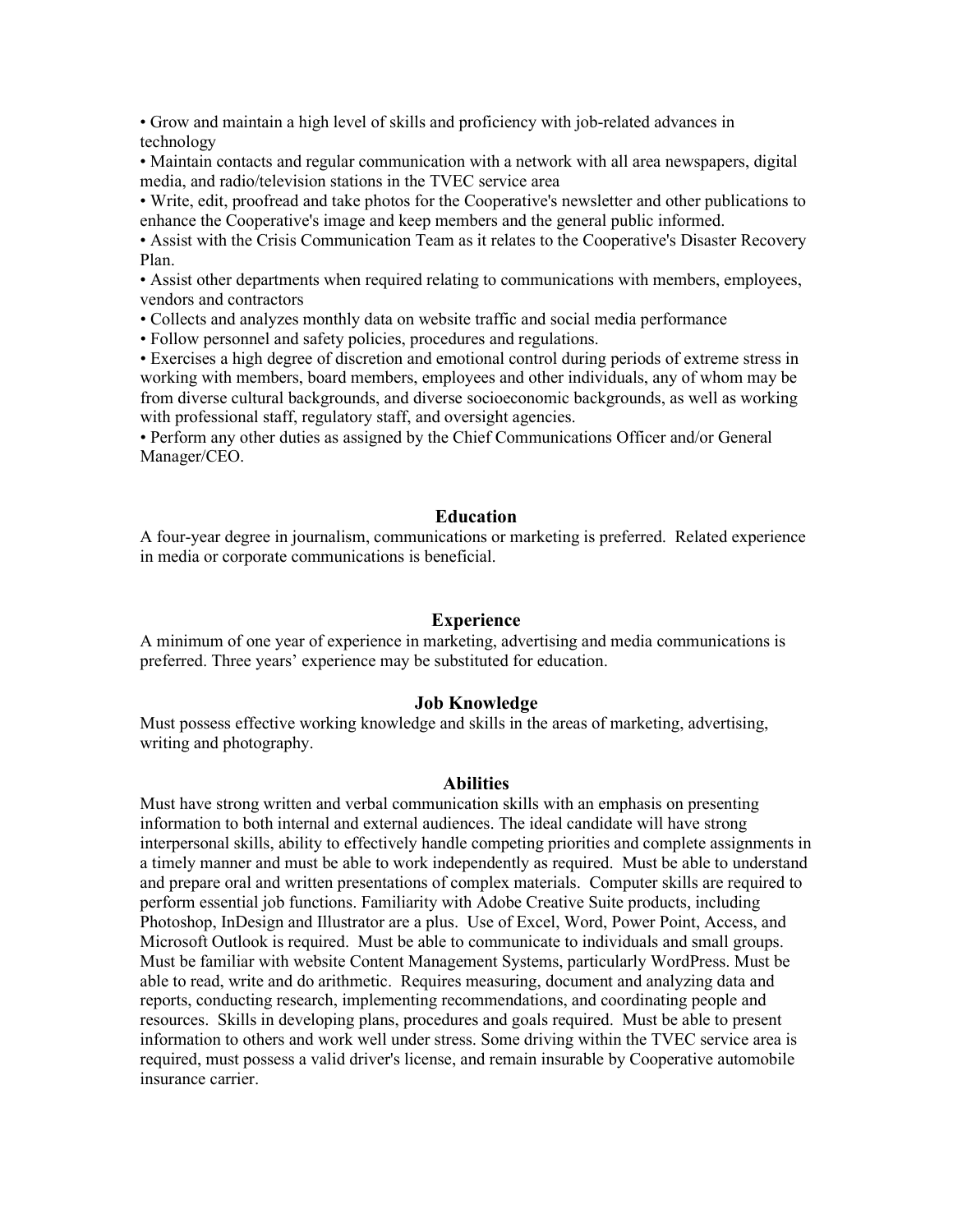- Grow and maintain a high level of skills and proficiency with job-related advances in technology
- Maintain contacts and regular communication with a network with all area newspapers, digital media, and radio/television stations in the TVEC service area
- Write, edit, proofread and take photos for the Cooperative's newsletter and other publications to enhance the Cooperative's image and keep members and the general public informed.
- Assist with the Crisis Communication Team as it relates to the Cooperative's Disaster Recovery Plan.
- Assist other departments when required relating to communications with members, employees, vendors and contractors
- Collects and analyzes monthly data on website traffic and social media performance
- Follow personnel and safety policies, procedures and regulations.
- Exercises a high degree of discretion and emotional control during periods of extreme stress in working with members, board members, employees and other individuals, any of whom may be from diverse cultural backgrounds, and diverse socioeconomic backgrounds, as well as working with professional staff, regulatory staff, and oversight agencies.
- Perform any other duties as assigned by the Chief Communications Officer and/or General Manager/CEO.

## Education

A four-year degree in journalism, communications or marketing is preferred. Related experience in media or corporate communications is beneficial.

## Experience

A minimum of one year of experience in marketing, advertising and media communications is preferred. Three years' experience may be substituted for education.

## Job Knowledge

Must possess effective working knowledge and skills in the areas of marketing, advertising, writing and photography.

## Abilities

Must have strong written and verbal communication skills with an emphasis on presenting information to both internal and external audiences. The ideal candidate will have strong interpersonal skills, ability to effectively handle competing priorities and complete assignments in a timely manner and must be able to work independently as required. Must be able to understand and prepare oral and written presentations of complex materials. Computer skills are required to perform essential job functions. Familiarity with Adobe Creative Suite products, including Photoshop, InDesign and Illustrator are a plus. Use of Excel, Word, Power Point, Access, and Microsoft Outlook is required. Must be able to communicate to individuals and small groups. Must be familiar with website Content Management Systems, particularly WordPress. Must be able to read, write and do arithmetic. Requires measuring, document and analyzing data and reports, conducting research, implementing recommendations, and coordinating people and resources. Skills in developing plans, procedures and goals required. Must be able to present information to others and work well under stress. Some driving within the TVEC service area is required, must possess a valid driver's license, and remain insurable by Cooperative automobile insurance carrier.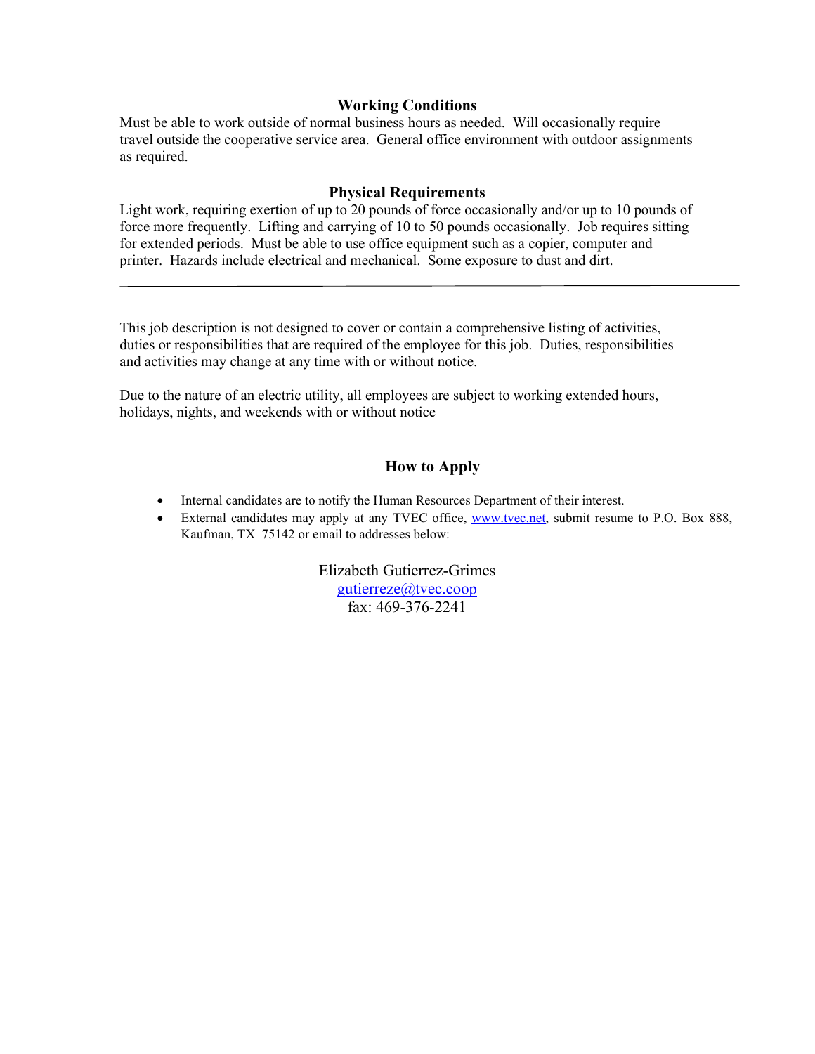### Working Conditions

Must be able to work outside of normal business hours as needed. Will occasionally require travel outside the cooperative service area. General office environment with outdoor assignments as required.

### Physical Requirements

Light work, requiring exertion of up to 20 pounds of force occasionally and/or up to 10 pounds of force more frequently. Lifting and carrying of 10 to 50 pounds occasionally. Job requires sitting for extended periods. Must be able to use office equipment such as a copier, computer and printer. Hazards include electrical and mechanical. Some exposure to dust and dirt.

---

This job description is not designed to cover or contain a comprehensive listing of activities, duties or responsibilities that are required of the employee for this job. Duties, responsibilities and activities may change at any time with or without notice.

Due to the nature of an electric utility, all employees are subject to working extended hours, holidays, nights, and weekends with or without notice

### How to Apply

- Internal candidates are to notify the Human Resources Department of their interest.
- External candidates may apply at any TVEC office, www.tvec.net, submit resume to P.O. Box 888, Kaufman, TX 75142 or email to addresses below:

Elizabeth Gutierrez-Grimes
gutierreze@tvec.coop
fax: 469-376-2241